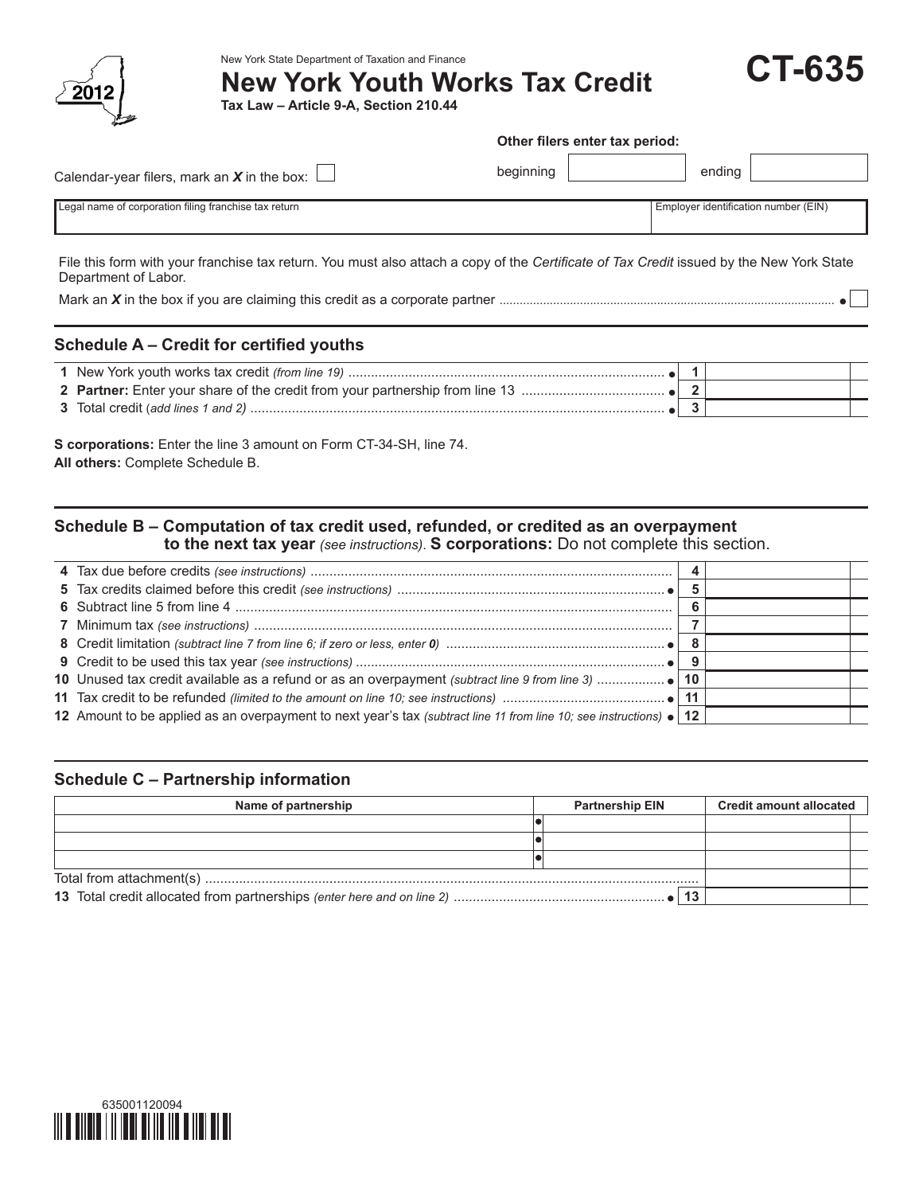New York State Department of Taxation and Finance

# New York Youth Works Tax Credit

**CT-635**

2012

**Tax Law – Article 9-A, Section 210.44**

Calendar-year filers, mark an *X* in the box: ☐

**Other filers enter tax period:** beginning ______ ending ______

| Legal name of corporation filing franchise tax return | Employer identification number (EIN) |
|---|---|
| | |

File this form with your franchise tax return. You must also attach a copy of the *Certificate of Tax Credit* issued by the New York State Department of Labor.

Mark an *X* in the box if you are claiming this credit as a corporate partner ● ☐

## Schedule A – Credit for certified youths

| | | |
|---|---|---|
| **1** New York youth works tax credit *(from line 19)* ● | 1 | |
| **2** **Partner:** Enter your share of the credit from your partnership from line 13 ● | 2 | |
| **3** Total credit (*add lines 1 and 2)* ● | 3 | |

**S corporations:** Enter the line 3 amount on Form CT-34-SH, line 74.
**All others:** Complete Schedule B.

## Schedule B – Computation of tax credit used, refunded, or credited as an overpayment to the next tax year *(see instructions)*. S corporations: Do not complete this section.

| | | |
|---|---|---|
| **4** Tax due before credits *(see instructions)* | 4 | |
| **5** Tax credits claimed before this credit *(see instructions)* ● | 5 | |
| **6** Subtract line 5 from line 4 | 6 | |
| **7** Minimum tax *(see instructions)* | 7 | |
| **8** Credit limitation *(subtract line 7 from line 6; if zero or less, enter 0)* ● | 8 | |
| **9** Credit to be used this tax year *(see instructions)* ● | 9 | |
| **10** Unused tax credit available as a refund or as an overpayment *(subtract line 9 from line 3)* ● | 10 | |
| **11** Tax credit to be refunded *(limited to the amount on line 10; see instructions)* ● | 11 | |
| **12** Amount to be applied as an overpayment to next year's tax *(subtract line 11 from line 10; see instructions)* ● | 12 | |

## Schedule C – Partnership information

| Name of partnership | Partnership EIN | Credit amount allocated |
|---|---|---|
| | ● | |
| | ● | |
| | ● | |
| Total from attachment(s) | | |
| **13** Total credit allocated from partnerships *(enter here and on line 2)* ● | 13 | |

635001120094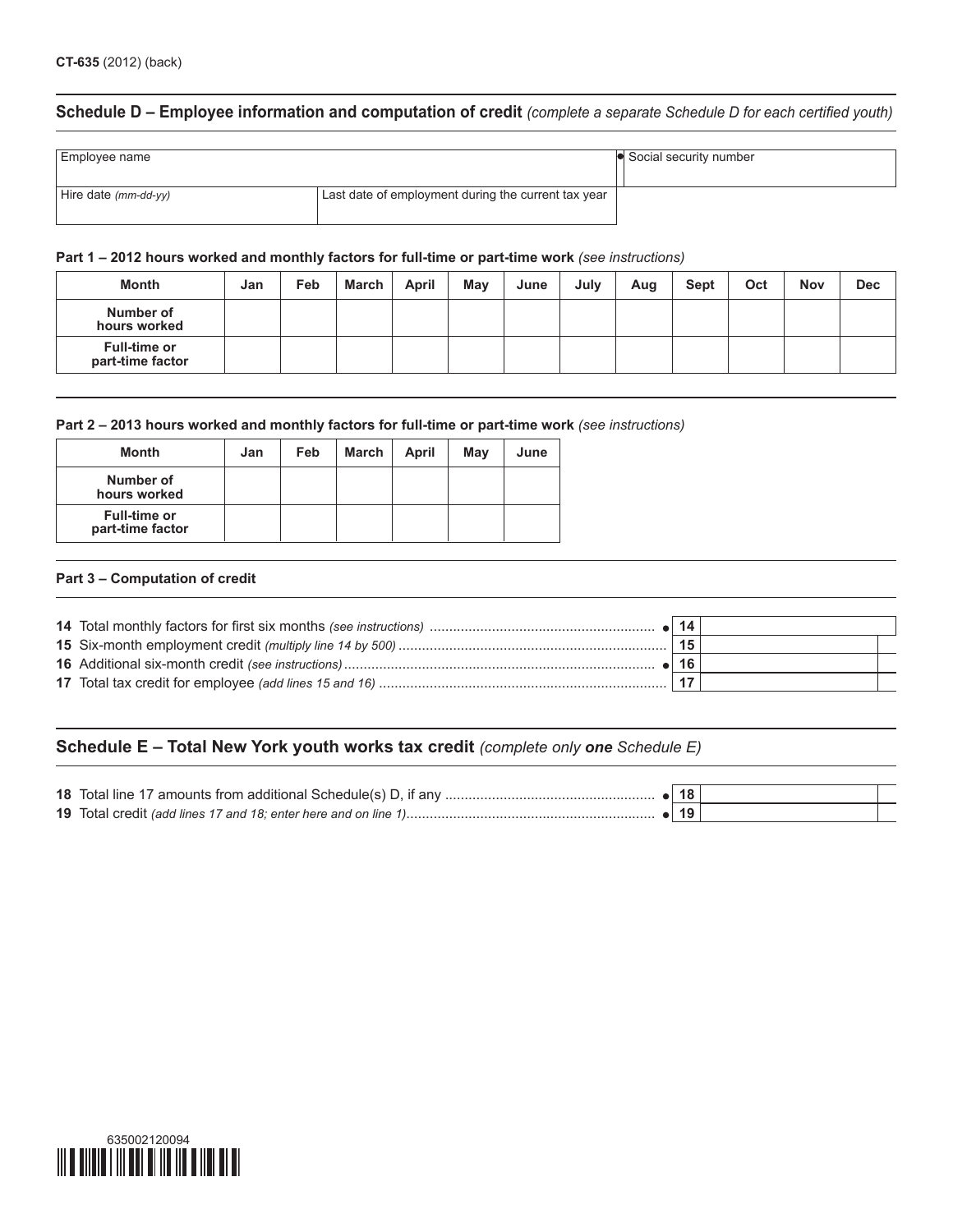CT-635 (2012) (back)

## Schedule D – Employee information and computation of credit *(complete a separate Schedule D for each certified youth)*

| | | |
|---|---|---|
| Employee name | | Social security number |
| Hire date *(mm-dd-yy)* | Last date of employment during the current tax year | |

### Part 1 – 2012 hours worked and monthly factors for full-time or part-time work *(see instructions)*

| Month | Jan | Feb | March | April | May | June | July | Aug | Sept | Oct | Nov | Dec |
|---|---|---|---|---|---|---|---|---|---|---|---|---|
| Number of hours worked | | | | | | | | | | | | |
| Full-time or part-time factor | | | | | | | | | | | | |

### Part 2 – 2013 hours worked and monthly factors for full-time or part-time work *(see instructions)*

| Month | Jan | Feb | March | April | May | June |
|---|---|---|---|---|---|---|
| Number of hours worked | | | | | | |
| Full-time or part-time factor | | | | | | |

### Part 3 – Computation of credit

| | | |
|---|---|---|
| **14** Total monthly factors for first six months *(see instructions)* | 14 | |
| **15** Six-month employment credit *(multiply line 14 by 500)* | 15 | |
| **16** Additional six-month credit *(see instructions)* | 16 | |
| **17** Total tax credit for employee *(add lines 15 and 16)* | 17 | |

## Schedule E – Total New York youth works tax credit *(complete only **one** Schedule E)*

| | | |
|---|---|---|
| **18** Total line 17 amounts from additional Schedule(s) D, if any | 18 | |
| **19** Total credit *(add lines 17 and 18; enter here and on line 1)* | 19 | |

635002120094